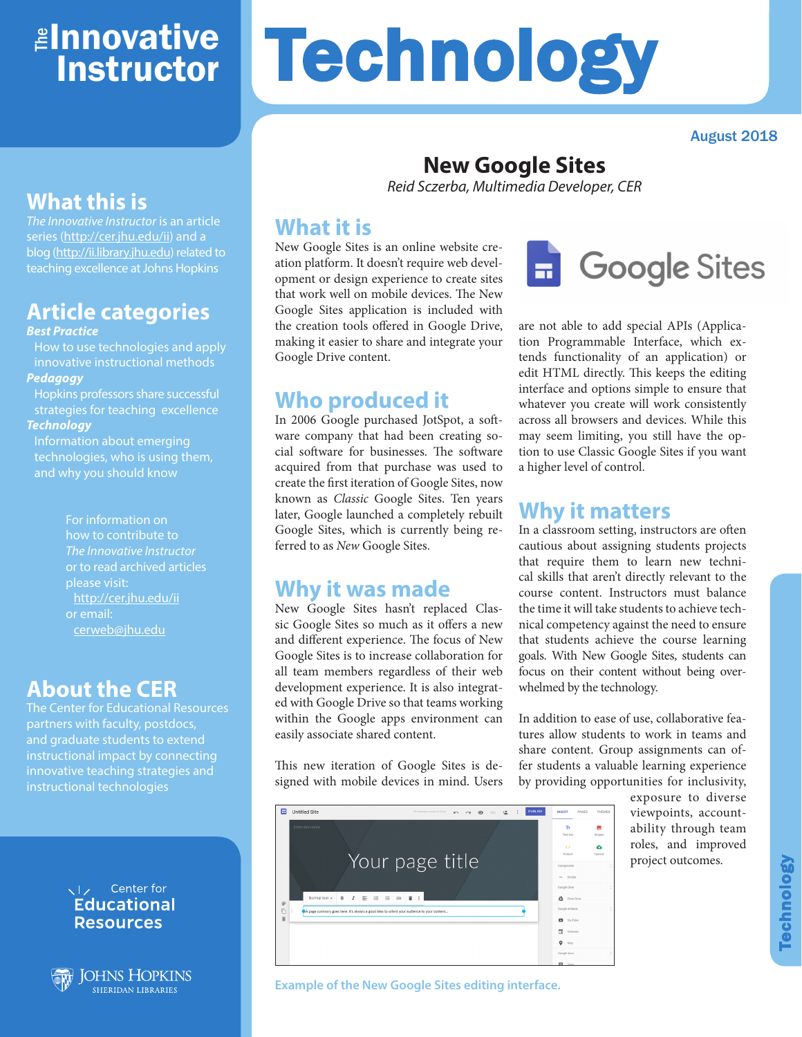# The Innovative Instructor

# Technology

August 2018

## What this is

*The Innovative Instructor* is an article series (http://cer.jhu.edu/ii) and a blog (http://ii.library.jhu.edu) related to teaching excellence at Johns Hopkins

## Article categories

***Best Practice***
How to use technologies and apply innovative instructional methods

***Pedagogy***
Hopkins professors share successful strategies for teaching excellence

***Technology***
Information about emerging technologies, who is using them, and why you should know

For information on how to contribute to *The Innovative Instructor* or to read archived articles please visit:
http://cer.jhu.edu/ii
or email:
cerweb@jhu.edu

## About the CER

The Center for Educational Resources partners with faculty, postdocs, and graduate students to extend instructional impact by connecting innovative teaching strategies and instructional technologies

Center for Educational Resources

Johns Hopkins Sheridan Libraries

# New Google Sites

*Reid Sczerba, Multimedia Developer, CER*

## What it is

New Google Sites is an online website creation platform. It doesn't require web development or design experience to create sites that work well on mobile devices. The New Google Sites application is included with the creation tools offered in Google Drive, making it easier to share and integrate your Google Drive content.

## Who produced it

In 2006 Google purchased JotSpot, a software company that had been creating social software for businesses. The software acquired from that purchase was used to create the first iteration of Google Sites, now known as *Classic* Google Sites. Ten years later, Google launched a completely rebuilt Google Sites, which is currently being referred to as *New* Google Sites.

## Why it was made

New Google Sites hasn't replaced Classic Google Sites so much as it offers a new and different experience. The focus of New Google Sites is to increase collaboration for all team members regardless of their web development experience. It is also integrated with Google Drive so that teams working within the Google apps environment can easily associate shared content.

This new iteration of Google Sites is designed with mobile devices in mind. Users are not able to add special APIs (Application Programmable Interface, which extends functionality of an application) or edit HTML directly. This keeps the editing interface and options simple to ensure that whatever you create will work consistently across all browsers and devices. While this may seem limiting, you still have the option to use Classic Google Sites if you want a higher level of control.

## Why it matters

In a classroom setting, instructors are often cautious about assigning students projects that require them to learn new technical skills that aren't directly relevant to the course content. Instructors must balance the time it will take students to achieve technical competency against the need to ensure that students achieve the course learning goals. With New Google Sites, students can focus on their content without being overwhelmed by the technology.

In addition to ease of use, collaborative features allow students to work in teams and share content. Group assignments can offer students a valuable learning experience by providing opportunities for inclusivity, exposure to diverse viewpoints, accountability through team roles, and improved project outcomes.

Example of the New Google Sites editing interface.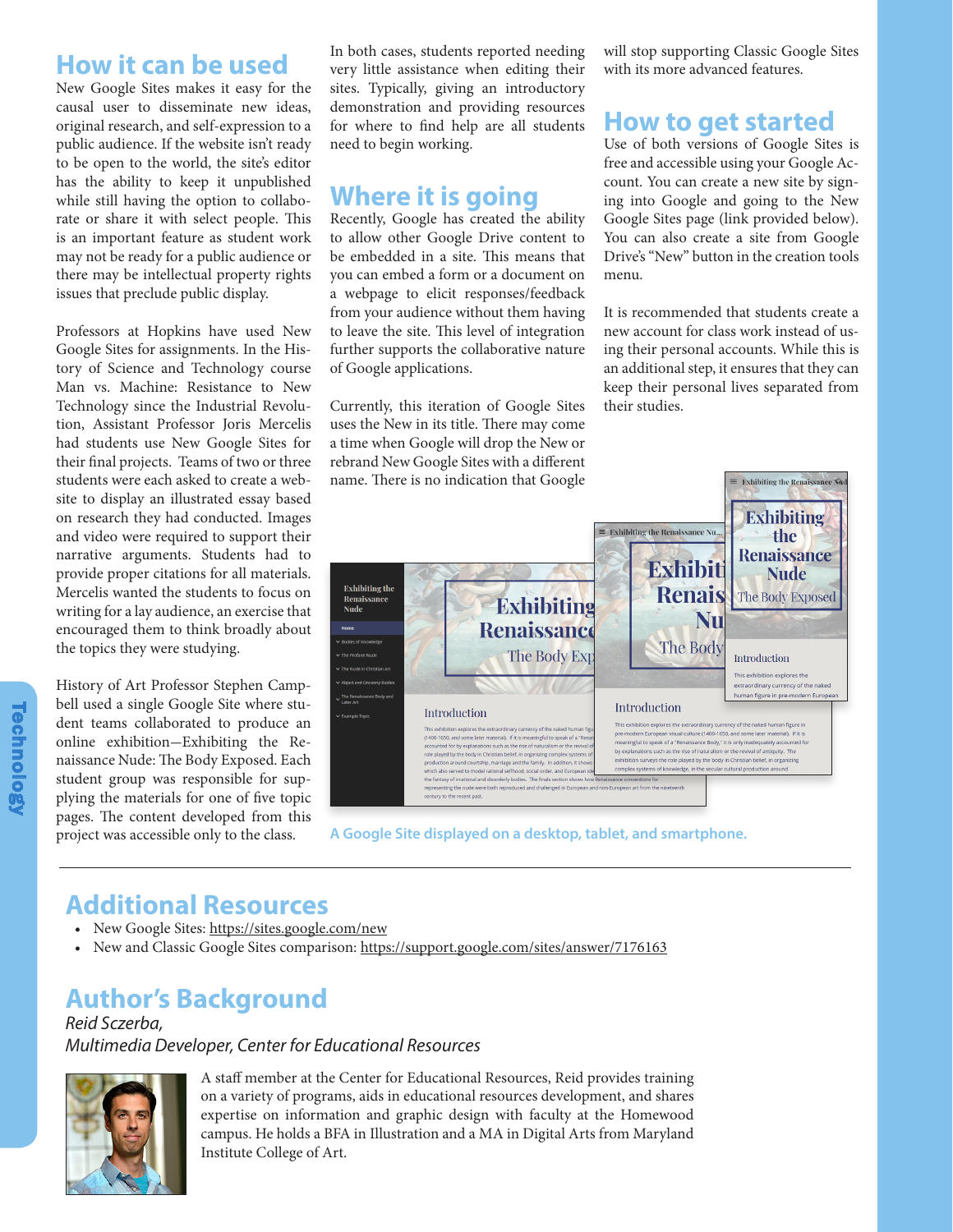## How it can be used

New Google Sites makes it easy for the causal user to disseminate new ideas, original research, and self-expression to a public audience. If the website isn't ready to be open to the world, the site's editor has the ability to keep it unpublished while still having the option to collaborate or share it with select people. This is an important feature as student work may not be ready for a public audience or there may be intellectual property rights issues that preclude public display.

Professors at Hopkins have used New Google Sites for assignments. In the History of Science and Technology course Man vs. Machine: Resistance to New Technology since the Industrial Revolution, Assistant Professor Joris Mercelis had students use New Google Sites for their final projects. Teams of two or three students were each asked to create a website to display an illustrated essay based on research they had conducted. Images and video were required to support their narrative arguments. Students had to provide proper citations for all materials. Mercelis wanted the students to focus on writing for a lay audience, an exercise that encouraged them to think broadly about the topics they were studying.

History of Art Professor Stephen Campbell used a single Google Site where student teams collaborated to produce an online exhibition—Exhibiting the Renaissance Nude: The Body Exposed. Each student group was responsible for supplying the materials for one of five topic pages. The content developed from this project was accessible only to the class.

In both cases, students reported needing very little assistance when editing their sites. Typically, giving an introductory demonstration and providing resources for where to find help are all students need to begin working.

## Where it is going

Recently, Google has created the ability to allow other Google Drive content to be embedded in a site. This means that you can embed a form or a document on a webpage to elicit responses/feedback from your audience without them having to leave the site. This level of integration further supports the collaborative nature of Google applications.

Currently, this iteration of Google Sites uses the New in its title. There may come a time when Google will drop the New or rebrand New Google Sites with a different name. There is no indication that Google will stop supporting Classic Google Sites with its more advanced features.

## How to get started

Use of both versions of Google Sites is free and accessible using your Google Account. You can create a new site by signing into Google and going to the New Google Sites page (link provided below). You can also create a site from Google Drive's "New" button in the creation tools menu.

It is recommended that students create a new account for class work instead of using their personal accounts. While this is an additional step, it ensures that they can keep their personal lives separated from their studies.

A Google Site displayed on a desktop, tablet, and smartphone.

## Additional Resources

- New Google Sites: https://sites.google.com/new
- New and Classic Google Sites comparison: https://support.google.com/sites/answer/7176163

## Author's Background

*Reid Sczerba,*
*Multimedia Developer, Center for Educational Resources*

A staff member at the Center for Educational Resources, Reid provides training on a variety of programs, aids in educational resources development, and shares expertise on information and graphic design with faculty at the Homewood campus. He holds a BFA in Illustration and a MA in Digital Arts from Maryland Institute College of Art.